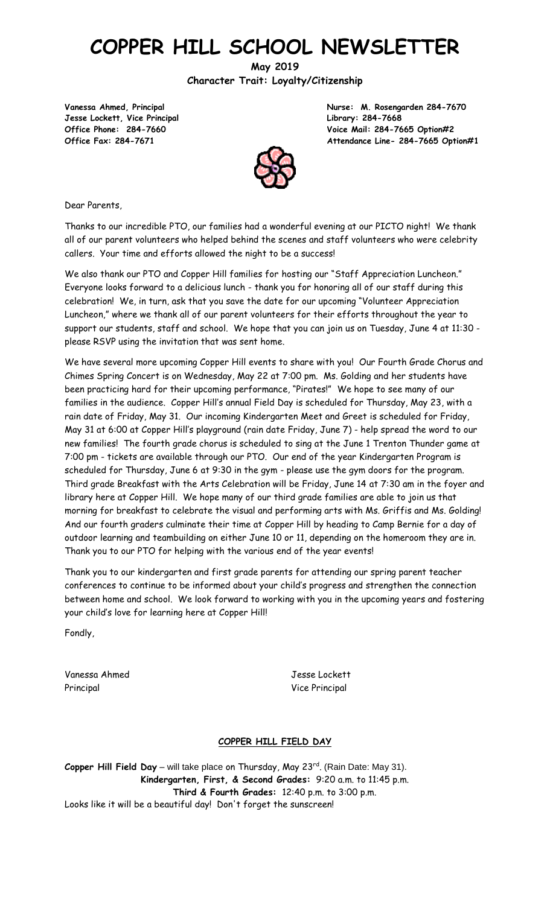# COPPER HILL SCHOOL NEWSLETTER

**May 2019**

**Character Trait: Loyalty/Citizenship**

**Vanessa Ahmed, Principal**
**Jesse Lockett, Vice Principal**
**Office Phone: 284-7660**
**Office Fax: 284-7671**

**Nurse: M. Rosengarden 284-7670**
**Library: 284-7668**
**Voice Mail: 284-7665 Option#2**
**Attendance Line- 284-7665 Option#1**

Dear Parents,

Thanks to our incredible PTO, our families had a wonderful evening at our PICTO night! We thank all of our parent volunteers who helped behind the scenes and staff volunteers who were celebrity callers. Your time and efforts allowed the night to be a success!

We also thank our PTO and Copper Hill families for hosting our "Staff Appreciation Luncheon." Everyone looks forward to a delicious lunch - thank you for honoring all of our staff during this celebration! We, in turn, ask that you save the date for our upcoming "Volunteer Appreciation Luncheon," where we thank all of our parent volunteers for their efforts throughout the year to support our students, staff and school. We hope that you can join us on Tuesday, June 4 at 11:30 - please RSVP using the invitation that was sent home.

We have several more upcoming Copper Hill events to share with you! Our Fourth Grade Chorus and Chimes Spring Concert is on Wednesday, May 22 at 7:00 pm. Ms. Golding and her students have been practicing hard for their upcoming performance, "Pirates!" We hope to see many of our families in the audience. Copper Hill's annual Field Day is scheduled for Thursday, May 23, with a rain date of Friday, May 31. Our incoming Kindergarten Meet and Greet is scheduled for Friday, May 31 at 6:00 at Copper Hill's playground (rain date Friday, June 7) - help spread the word to our new families! The fourth grade chorus is scheduled to sing at the June 1 Trenton Thunder game at 7:00 pm - tickets are available through our PTO. Our end of the year Kindergarten Program is scheduled for Thursday, June 6 at 9:30 in the gym - please use the gym doors for the program. Third grade Breakfast with the Arts Celebration will be Friday, June 14 at 7:30 am in the foyer and library here at Copper Hill. We hope many of our third grade families are able to join us that morning for breakfast to celebrate the visual and performing arts with Ms. Griffis and Ms. Golding! And our fourth graders culminate their time at Copper Hill by heading to Camp Bernie for a day of outdoor learning and teambuilding on either June 10 or 11, depending on the homeroom they are in. Thank you to our PTO for helping with the various end of the year events!

Thank you to our kindergarten and first grade parents for attending our spring parent teacher conferences to continue to be informed about your child's progress and strengthen the connection between home and school. We look forward to working with you in the upcoming years and fostering your child's love for learning here at Copper Hill!

Fondly,

Vanessa Ahmed
Principal

Jesse Lockett
Vice Principal

## COPPER HILL FIELD DAY

**Copper Hill Field Day** – will take place on Thursday, May 23rd. (Rain Date: May 31).

**Kindergarten, First, & Second Grades:** 9:20 a.m. to 11:45 p.m.

**Third & Fourth Grades:** 12:40 p.m. to 3:00 p.m.

Looks like it will be a beautiful day! Don't forget the sunscreen!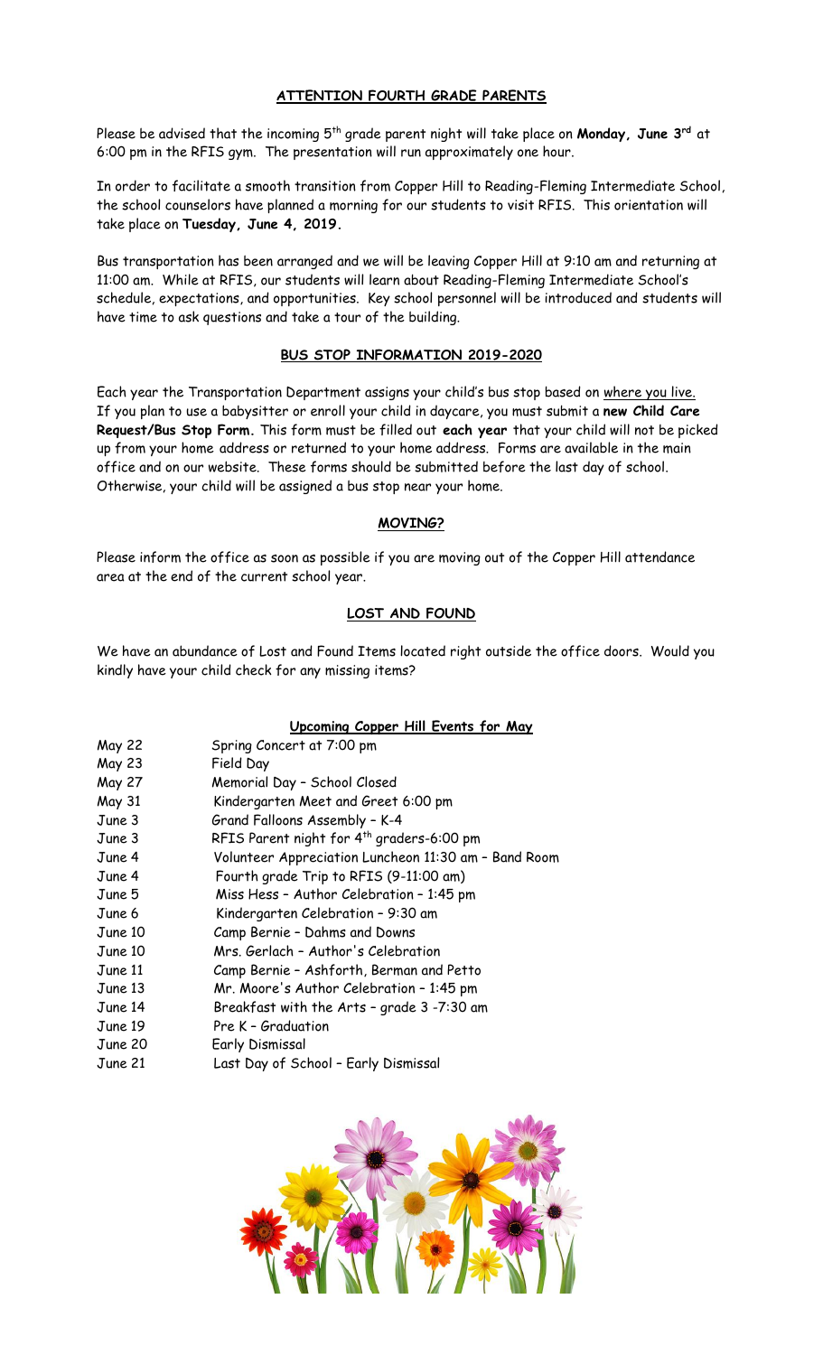## ATTENTION FOURTH GRADE PARENTS

Please be advised that the incoming 5th grade parent night will take place on **Monday, June 3rd** at 6:00 pm in the RFIS gym. The presentation will run approximately one hour.

In order to facilitate a smooth transition from Copper Hill to Reading-Fleming Intermediate School, the school counselors have planned a morning for our students to visit RFIS. This orientation will take place on **Tuesday, June 4, 2019.**

Bus transportation has been arranged and we will be leaving Copper Hill at 9:10 am and returning at 11:00 am. While at RFIS, our students will learn about Reading-Fleming Intermediate School's schedule, expectations, and opportunities. Key school personnel will be introduced and students will have time to ask questions and take a tour of the building.

## BUS STOP INFORMATION 2019-2020

Each year the Transportation Department assigns your child's bus stop based on where you live. If you plan to use a babysitter or enroll your child in daycare, you must submit a **new Child Care Request/Bus Stop Form.** This form must be filled out **each year** that your child will not be picked up from your home address or returned to your home address. Forms are available in the main office and on our website. These forms should be submitted before the last day of school. Otherwise, your child will be assigned a bus stop near your home.

## MOVING?

Please inform the office as soon as possible if you are moving out of the Copper Hill attendance area at the end of the current school year.

## LOST AND FOUND

We have an abundance of Lost and Found Items located right outside the office doors. Would you kindly have your child check for any missing items?

## Upcoming Copper Hill Events for May

| | |
|---|---|
| May 22 | Spring Concert at 7:00 pm |
| May 23 | Field Day |
| May 27 | Memorial Day – School Closed |
| May 31 | Kindergarten Meet and Greet 6:00 pm |
| June 3 | Grand Falloons Assembly – K-4 |
| June 3 | RFIS Parent night for 4th graders-6:00 pm |
| June 4 | Volunteer Appreciation Luncheon 11:30 am – Band Room |
| June 4 | Fourth grade Trip to RFIS (9-11:00 am) |
| June 5 | Miss Hess – Author Celebration – 1:45 pm |
| June 6 | Kindergarten Celebration – 9:30 am |
| June 10 | Camp Bernie – Dahms and Downs |
| June 10 | Mrs. Gerlach – Author's Celebration |
| June 11 | Camp Bernie – Ashforth, Berman and Petto |
| June 13 | Mr. Moore's Author Celebration – 1:45 pm |
| June 14 | Breakfast with the Arts – grade 3 -7:30 am |
| June 19 | Pre K – Graduation |
| June 20 | Early Dismissal |
| June 21 | Last Day of School – Early Dismissal |